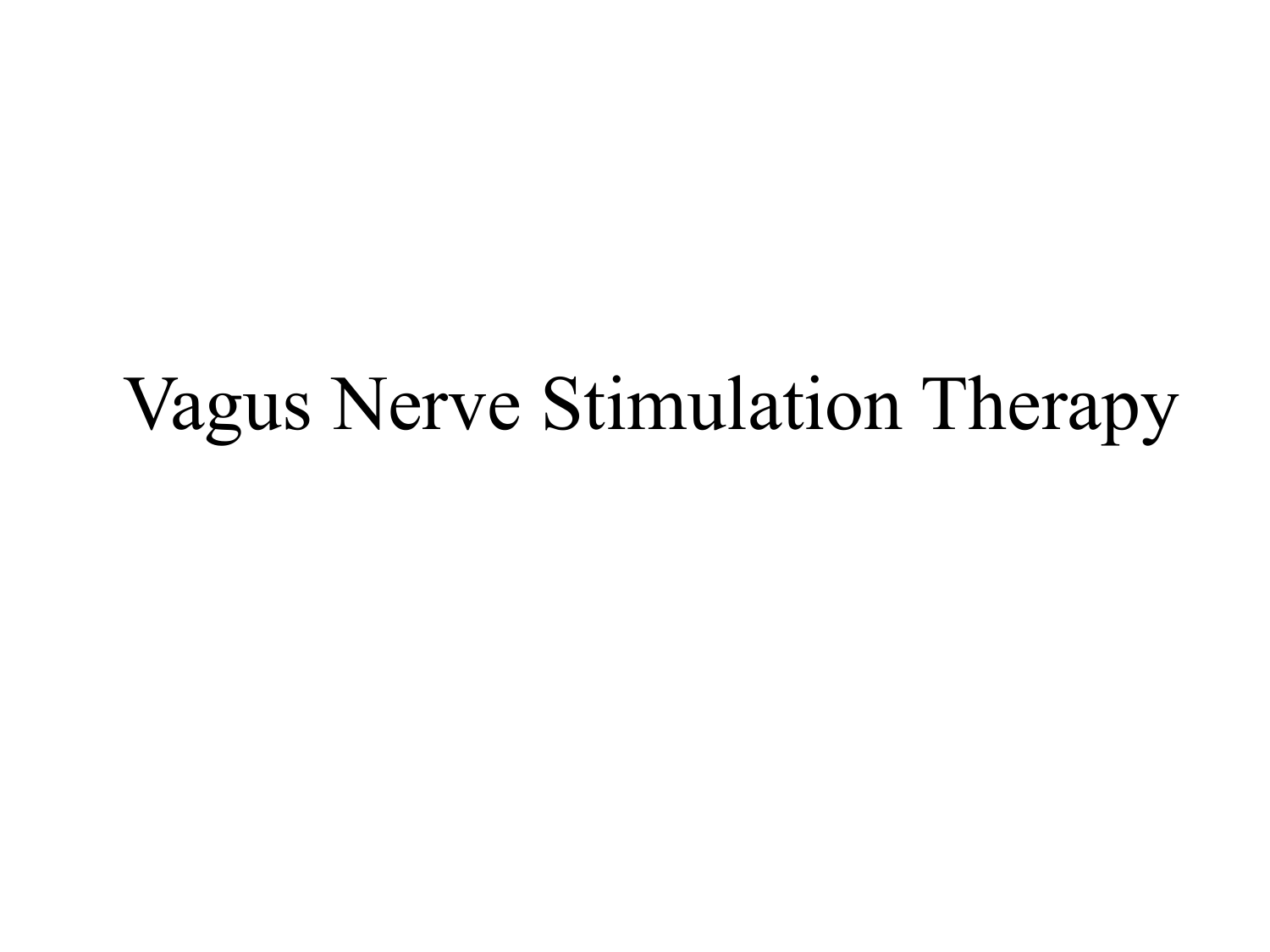# Vagus Nerve Stimulation Therapy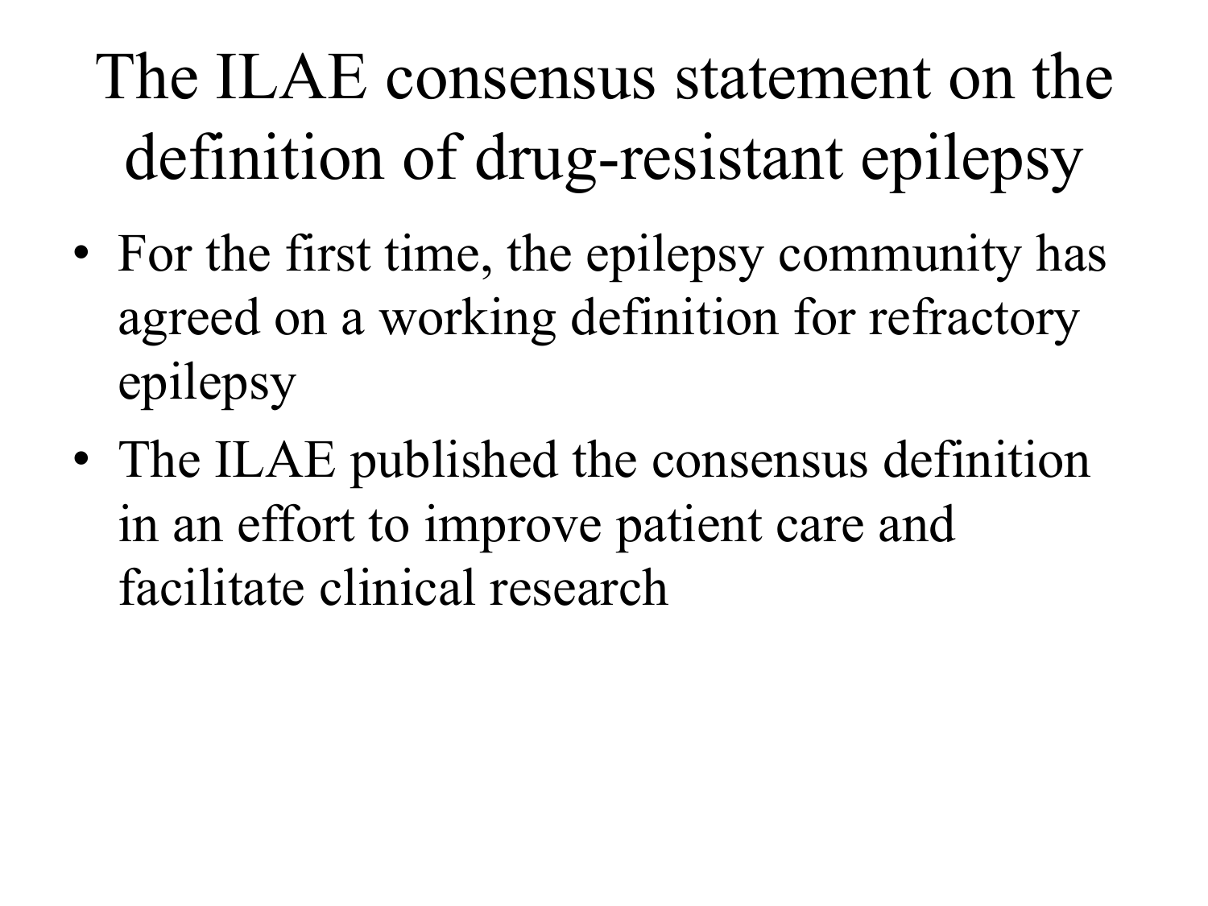# The ILAE consensus statement on the definition of drug-resistant epilepsy

- For the first time, the epilepsy community has agreed on a working definition for refractory epilepsy
- The ILAE published the consensus definition in an effort to improve patient care and facilitate clinical research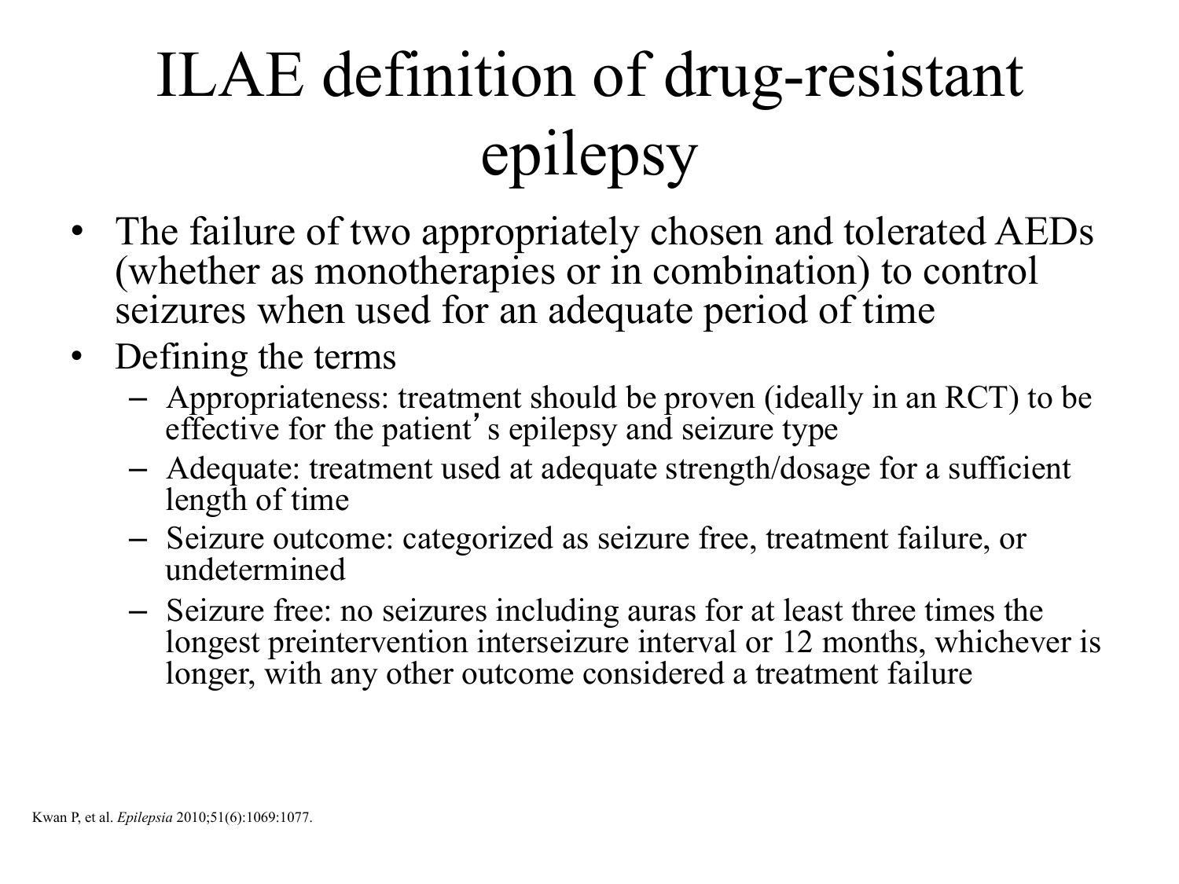# ILAE definition of drug-resistant epilepsy

- The failure of two appropriately chosen and tolerated AEDs (whether as monotherapies or in combination) to control seizures when used for an adequate period of time
- Defining the terms
  - Appropriateness: treatment should be proven (ideally in an RCT) to be effective for the patient's epilepsy and seizure type
  - Adequate: treatment used at adequate strength/dosage for a sufficient length of time
  - Seizure outcome: categorized as seizure free, treatment failure, or undetermined
  - Seizure free: no seizures including auras for at least three times the longest preintervention interseizure interval or 12 months, whichever is longer, with any other outcome considered a treatment failure

Kwan P, et al. *Epilepsia* 2010;51(6):1069:1077.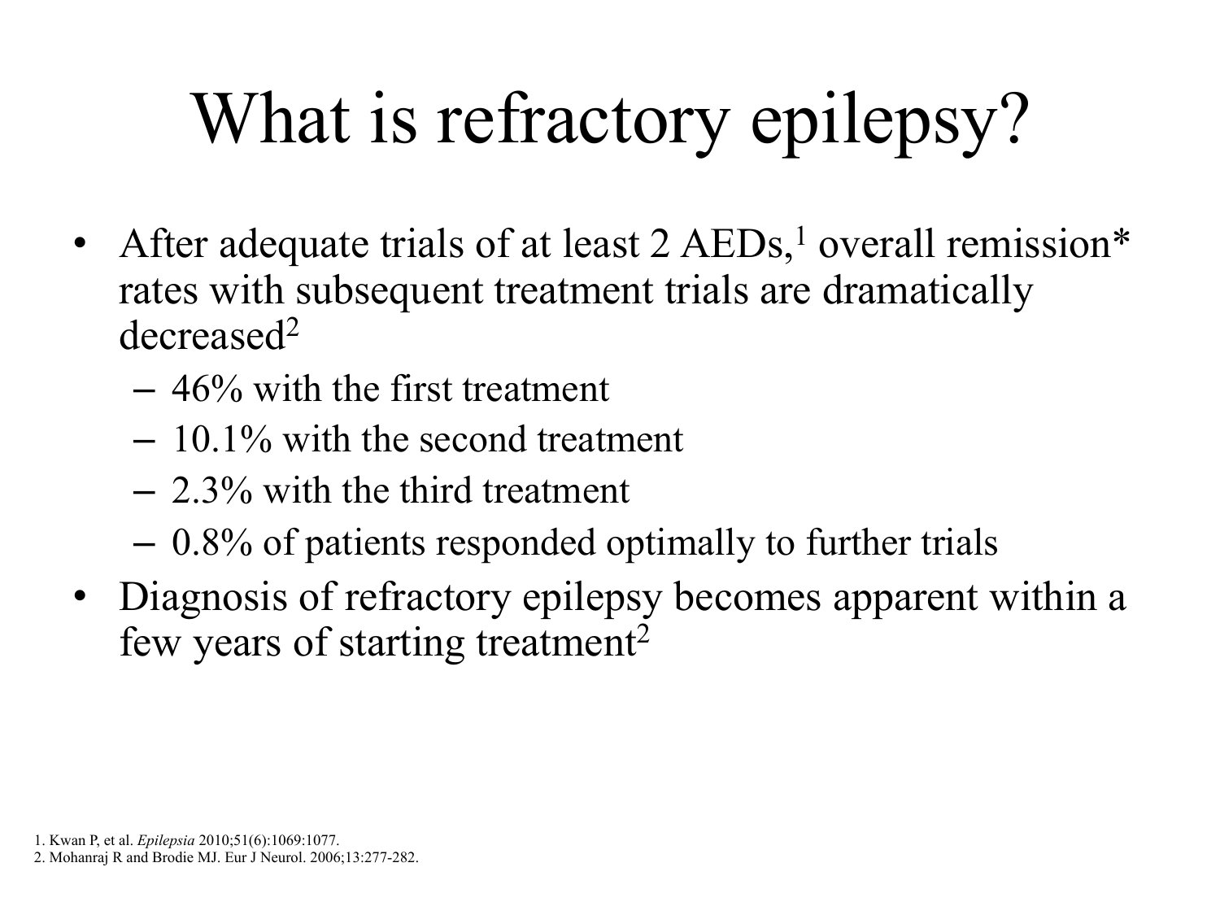# What is refractory epilepsy?

- After adequate trials of at least 2 AEDs,[1] overall remission* rates with subsequent treatment trials are dramatically decreased[2]
  - 46% with the first treatment
  - 10.1% with the second treatment
  - 2.3% with the third treatment
  - 0.8% of patients responded optimally to further trials
- Diagnosis of refractory epilepsy becomes apparent within a few years of starting treatment[2]

1. Kwan P, et al. *Epilepsia* 2010;51(6):1069:1077.
2. Mohanraj R and Brodie MJ. Eur J Neurol. 2006;13:277-282.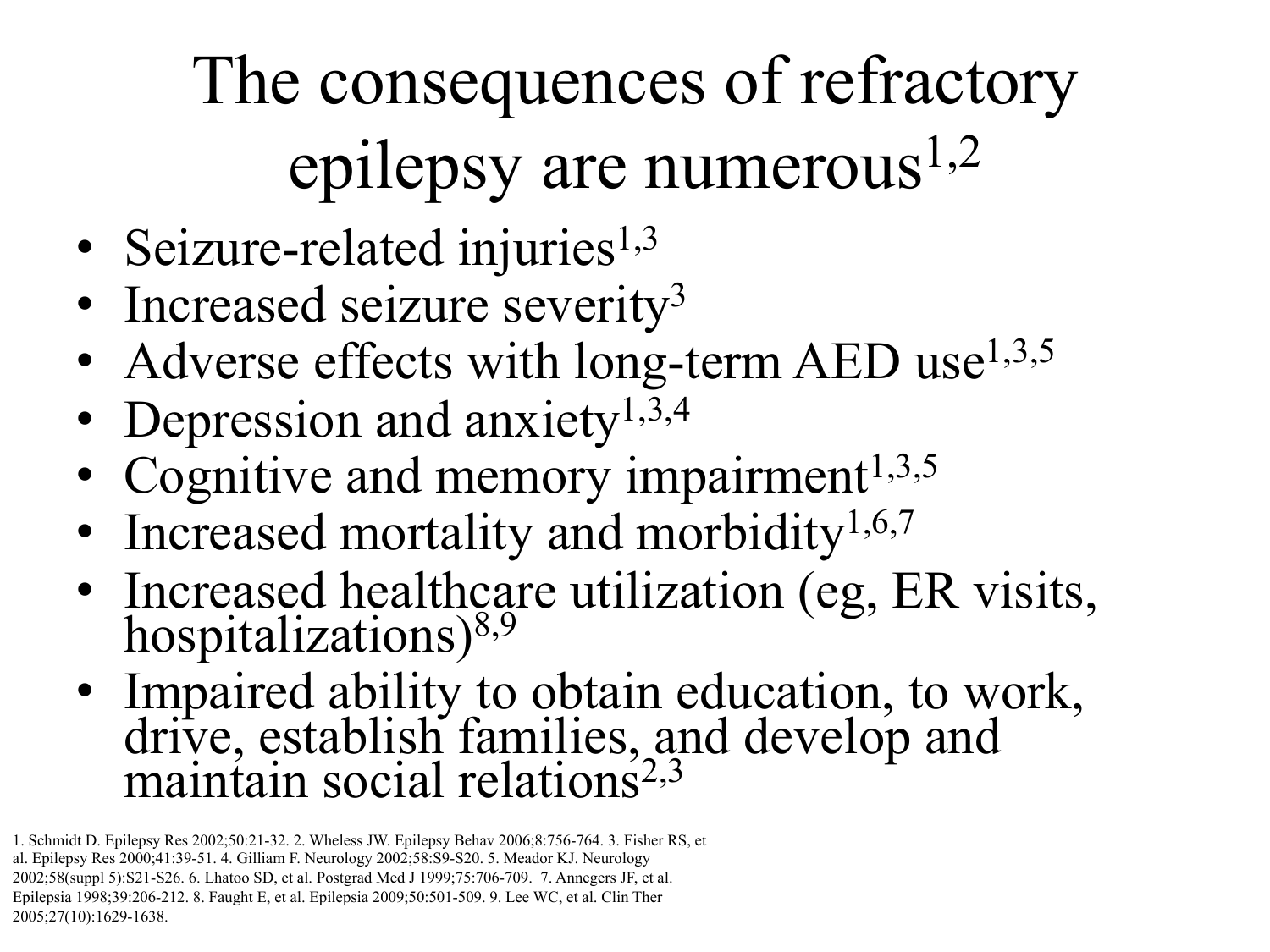# The consequences of refractory epilepsy are numerous[1,2]

- Seizure-related injuries[1,3]
- Increased seizure severity[3]
- Adverse effects with long-term AED use[1,3,5]
- Depression and anxiety[1,3,4]
- Cognitive and memory impairment[1,3,5]
- Increased mortality and morbidity[1,6,7]
- Increased healthcare utilization (eg, ER visits, hospitalizations)[8,9]
- Impaired ability to obtain education, to work, drive, establish families, and develop and maintain social relations[2,3]

1. Schmidt D. Epilepsy Res 2002;50:21-32. 2. Wheless JW. Epilepsy Behav 2006;8:756-764. 3. Fisher RS, et al. Epilepsy Res 2000;41:39-51. 4. Gilliam F. Neurology 2002;58:S9-S20. 5. Meador KJ. Neurology 2002;58(suppl 5):S21-S26. 6. Lhatoo SD, et al. Postgrad Med J 1999;75:706-709. 7. Annegers JF, et al. Epilepsia 1998;39:206-212. 8. Faught E, et al. Epilepsia 2009;50:501-509. 9. Lee WC, et al. Clin Ther 2005;27(10):1629-1638.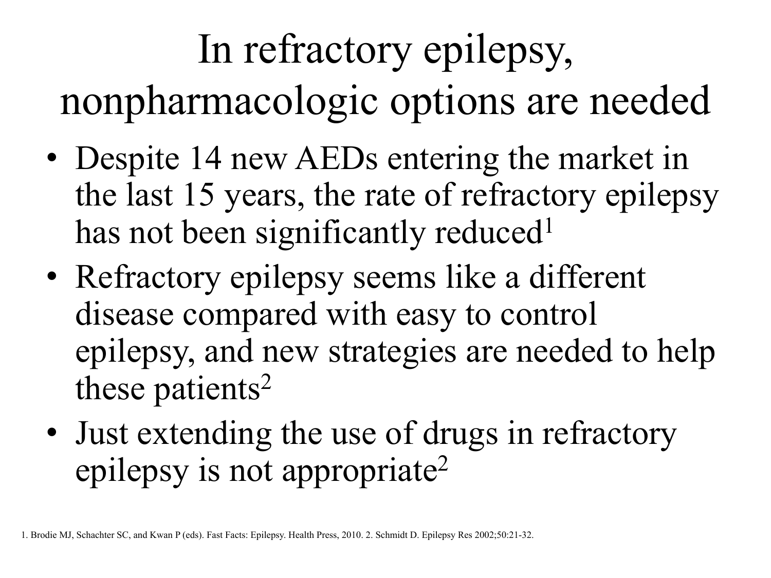# In refractory epilepsy, nonpharmacologic options are needed

- Despite 14 new AEDs entering the market in the last 15 years, the rate of refractory epilepsy has not been significantly reduced[1]
- Refractory epilepsy seems like a different disease compared with easy to control epilepsy, and new strategies are needed to help these patients[2]
- Just extending the use of drugs in refractory epilepsy is not appropriate[2]

1. Brodie MJ, Schachter SC, and Kwan P (eds). Fast Facts: Epilepsy. Health Press, 2010. 2. Schmidt D. Epilepsy Res 2002;50:21-32.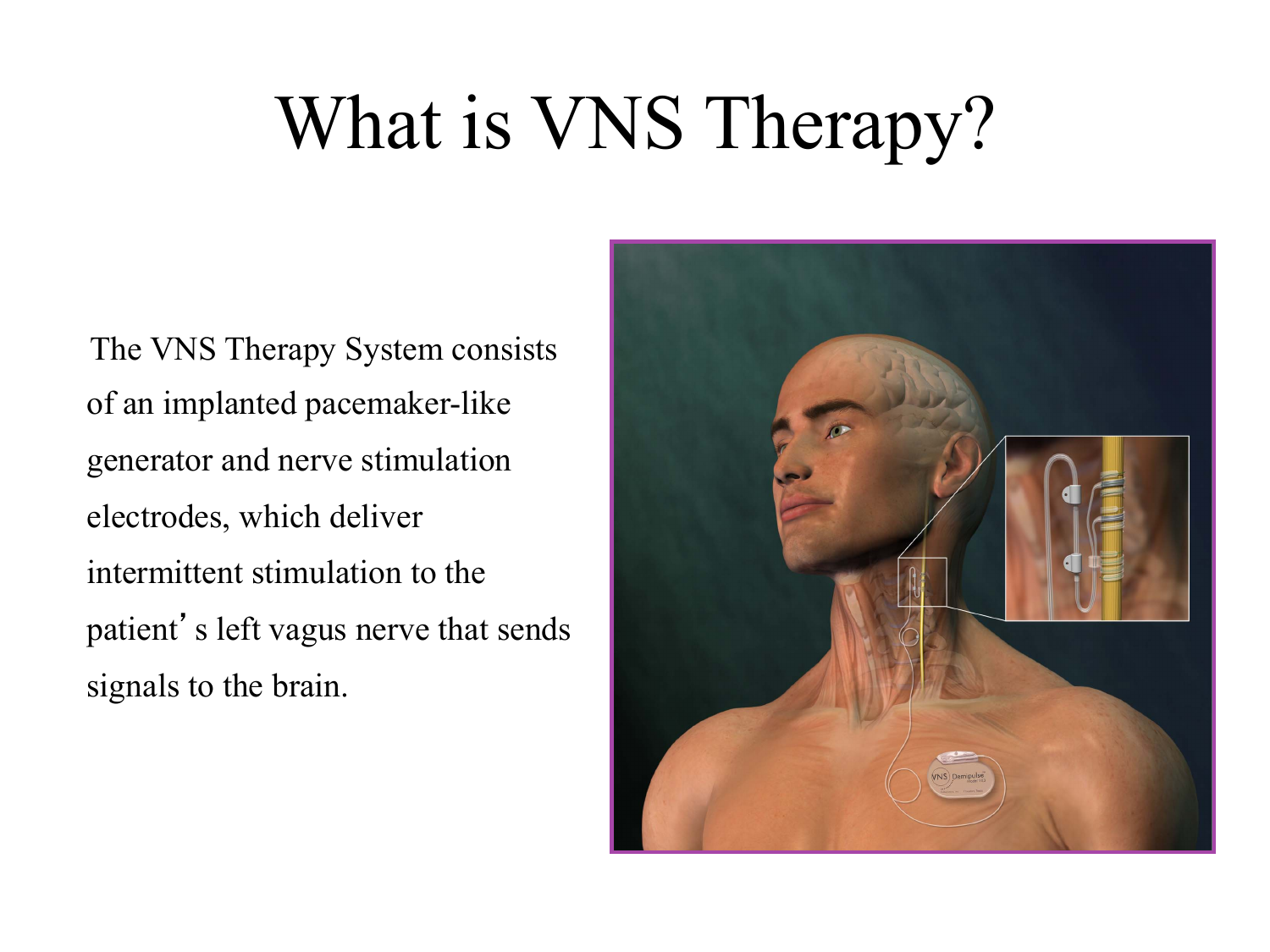# What is VNS Therapy?

The VNS Therapy System consists of an implanted pacemaker-like generator and nerve stimulation electrodes, which deliver intermittent stimulation to the patient's left vagus nerve that sends signals to the brain.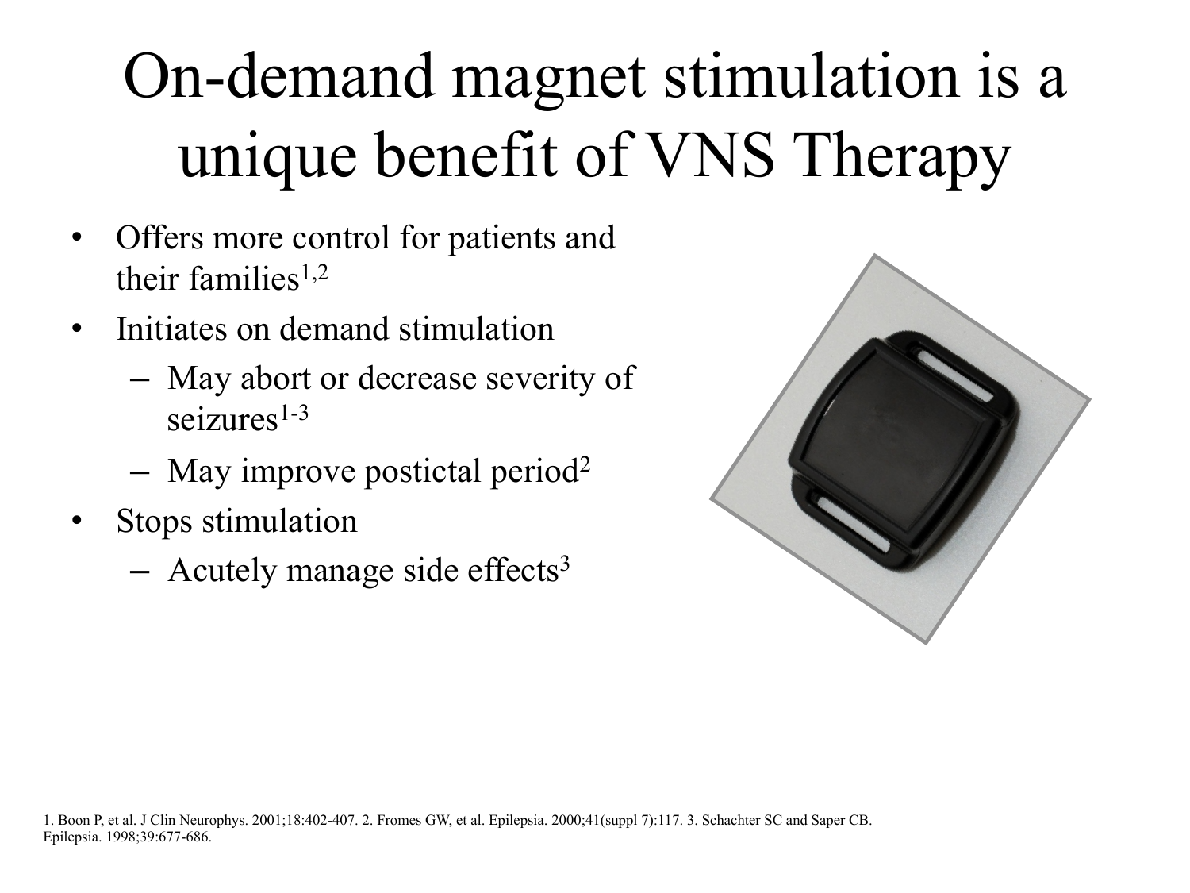# On-demand magnet stimulation is a unique benefit of VNS Therapy

- Offers more control for patients and their families[1,2]
- Initiates on demand stimulation
  - May abort or decrease severity of seizures[1-3]
  - May improve postictal period[2]
- Stops stimulation
  - Acutely manage side effects[3]

1. Boon P, et al. J Clin Neurophys. 2001;18:402-407. 2. Fromes GW, et al. Epilepsia. 2000;41(suppl 7):117. 3. Schachter SC and Saper CB. Epilepsia. 1998;39:677-686.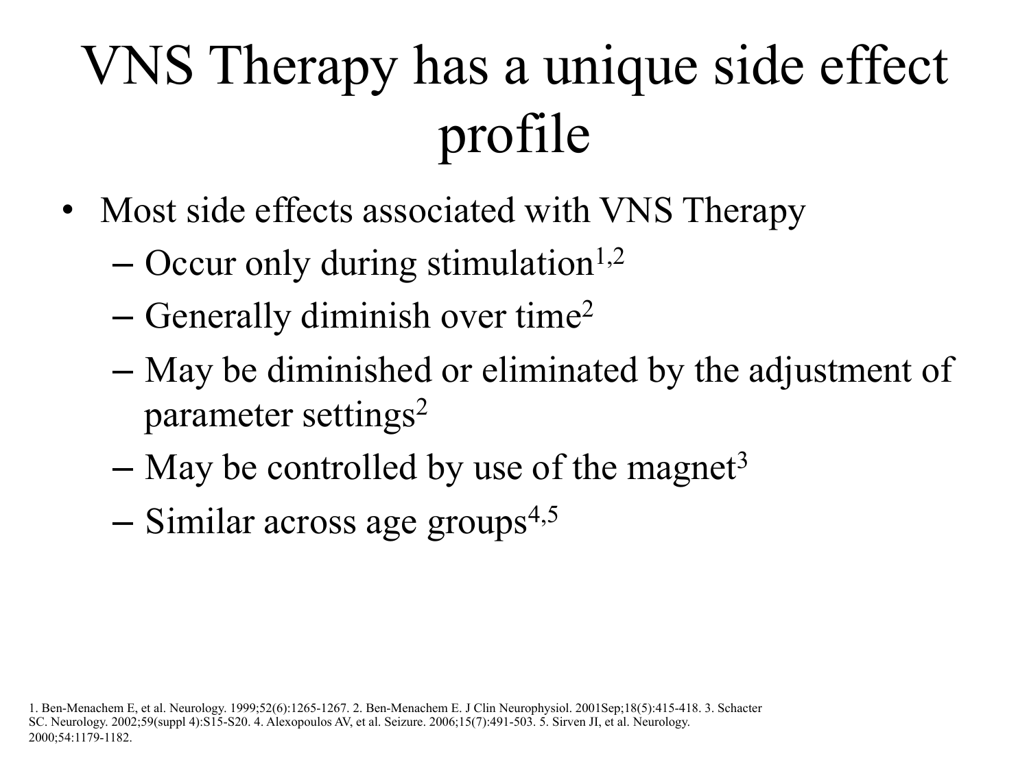# VNS Therapy has a unique side effect profile

- Most side effects associated with VNS Therapy
  - Occur only during stimulation[1,2]
  - Generally diminish over time[2]
  - May be diminished or eliminated by the adjustment of parameter settings[2]
  - May be controlled by use of the magnet[3]
  - Similar across age groups[4,5]

1. Ben-Menachem E, et al. Neurology. 1999;52(6):1265-1267. 2. Ben-Menachem E. J Clin Neurophysiol. 2001Sep;18(5):415-418. 3. Schacter SC. Neurology. 2002;59(suppl 4):S15-S20. 4. Alexopoulos AV, et al. Seizure. 2006;15(7):491-503. 5. Sirven JI, et al. Neurology. 2000;54:1179-1182.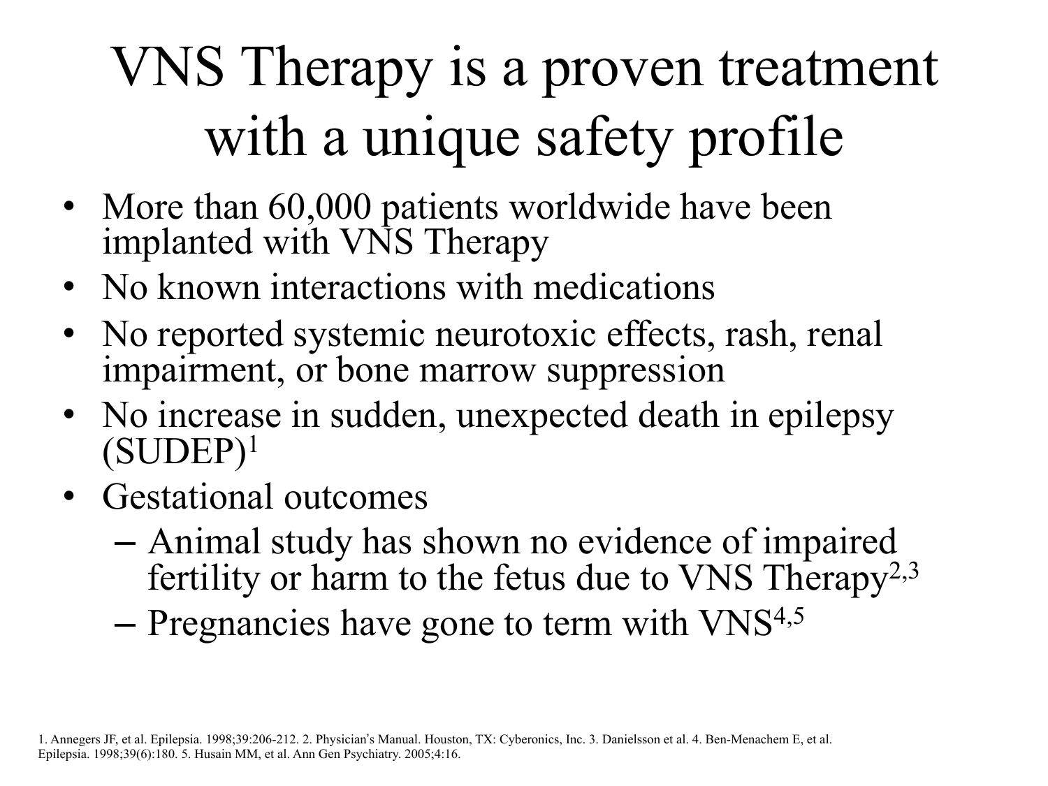# VNS Therapy is a proven treatment with a unique safety profile

- More than 60,000 patients worldwide have been implanted with VNS Therapy
- No known interactions with medications
- No reported systemic neurotoxic effects, rash, renal impairment, or bone marrow suppression
- No increase in sudden, unexpected death in epilepsy (SUDEP)[1]
- Gestational outcomes
  - Animal study has shown no evidence of impaired fertility or harm to the fetus due to VNS Therapy[2,3]
  - Pregnancies have gone to term with VNS[4,5]

1. Annegers JF, et al. Epilepsia. 1998;39:206-212. 2. Physician's Manual. Houston, TX: Cyberonics, Inc. 3. Danielsson et al. 4. Ben-Menachem E, et al. Epilepsia. 1998;39(6):180. 5. Husain MM, et al. Ann Gen Psychiatry. 2005;4:16.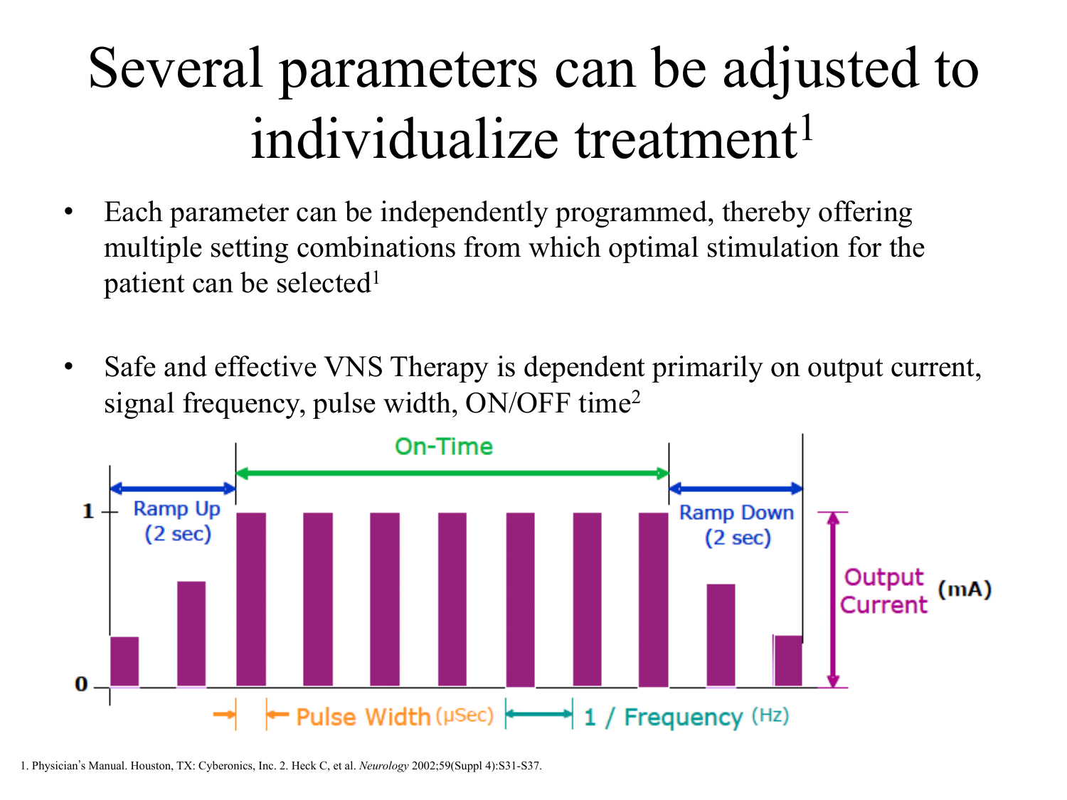# Several parameters can be adjusted to individualize treatment[1]

- Each parameter can be independently programmed, thereby offering multiple setting combinations from which optimal stimulation for the patient can be selected[1]

- Safe and effective VNS Therapy is dependent primarily on output current, signal frequency, pulse width, ON/OFF time[2]

On-Time

Ramp Up (2 sec)

Ramp Down (2 sec)

1

0

Output Current (mA)

Pulse Width (µSec)

1 / Frequency (Hz)

1. Physician's Manual. Houston, TX: Cyberonics, Inc. 2. Heck C, et al. *Neurology* 2002;59(Suppl 4):S31-S37.